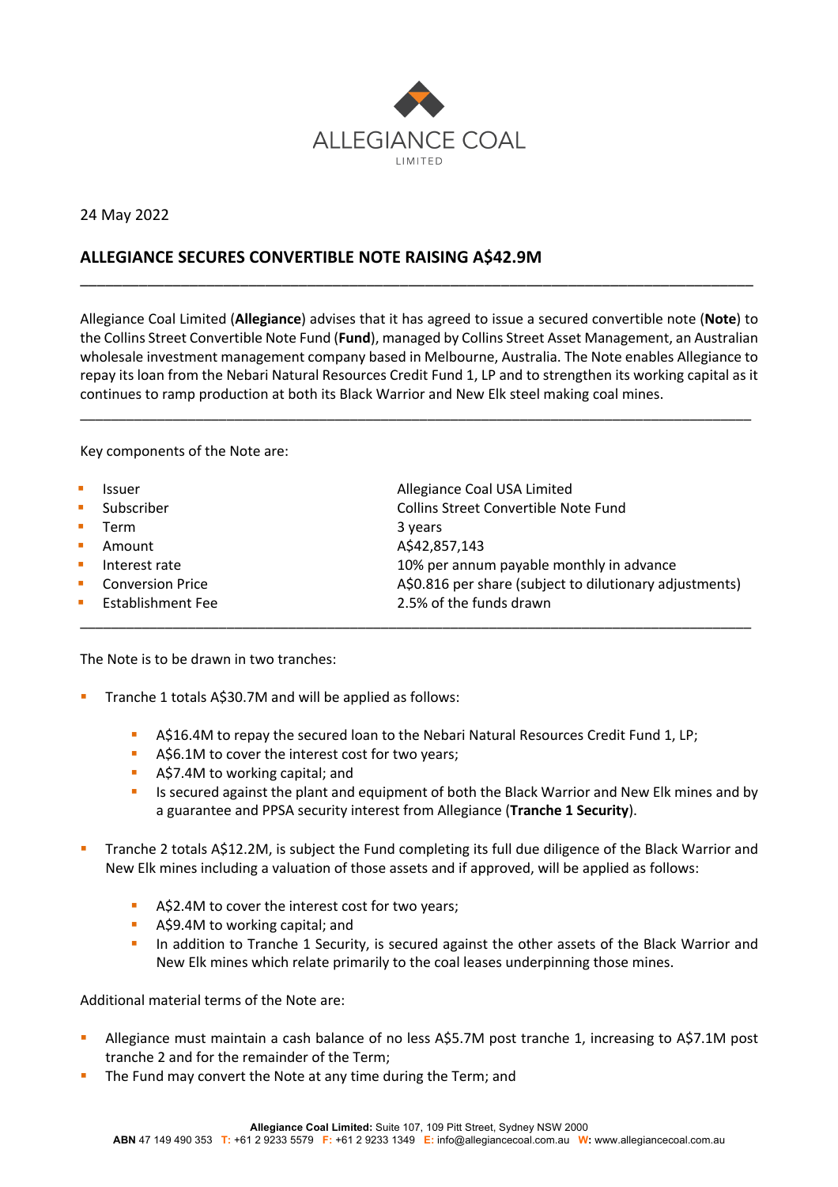ALLEGIANCE COAL LIMITED

24 May 2022

## ALLEGIANCE SECURES CONVERTIBLE NOTE RAISING A$42.9M

---

Allegiance Coal Limited (**Allegiance**) advises that it has agreed to issue a secured convertible note (**Note**) to the Collins Street Convertible Note Fund (**Fund**), managed by Collins Street Asset Management, an Australian wholesale investment management company based in Melbourne, Australia. The Note enables Allegiance to repay its loan from the Nebari Natural Resources Credit Fund 1, LP and to strengthen its working capital as it continues to ramp production at both its Black Warrior and New Elk steel making coal mines.

---

Key components of the Note are:

| | |
|---|---|
| Issuer | Allegiance Coal USA Limited |
| Subscriber | Collins Street Convertible Note Fund |
| Term | 3 years |
| Amount | A$42,857,143 |
| Interest rate | 10% per annum payable monthly in advance |
| Conversion Price | A$0.816 per share (subject to dilutionary adjustments) |
| Establishment Fee | 2.5% of the funds drawn |

---

The Note is to be drawn in two tranches:

- Tranche 1 totals A$30.7M and will be applied as follows:
  - A$16.4M to repay the secured loan to the Nebari Natural Resources Credit Fund 1, LP;
  - A$6.1M to cover the interest cost for two years;
  - A$7.4M to working capital; and
  - Is secured against the plant and equipment of both the Black Warrior and New Elk mines and by a guarantee and PPSA security interest from Allegiance (**Tranche 1 Security**).

- Tranche 2 totals A$12.2M, is subject the Fund completing its full due diligence of the Black Warrior and New Elk mines including a valuation of those assets and if approved, will be applied as follows:
  - A$2.4M to cover the interest cost for two years;
  - A$9.4M to working capital; and
  - In addition to Tranche 1 Security, is secured against the other assets of the Black Warrior and New Elk mines which relate primarily to the coal leases underpinning those mines.

Additional material terms of the Note are:

- Allegiance must maintain a cash balance of no less A$5.7M post tranche 1, increasing to A$7.1M post tranche 2 and for the remainder of the Term;
- The Fund may convert the Note at any time during the Term; and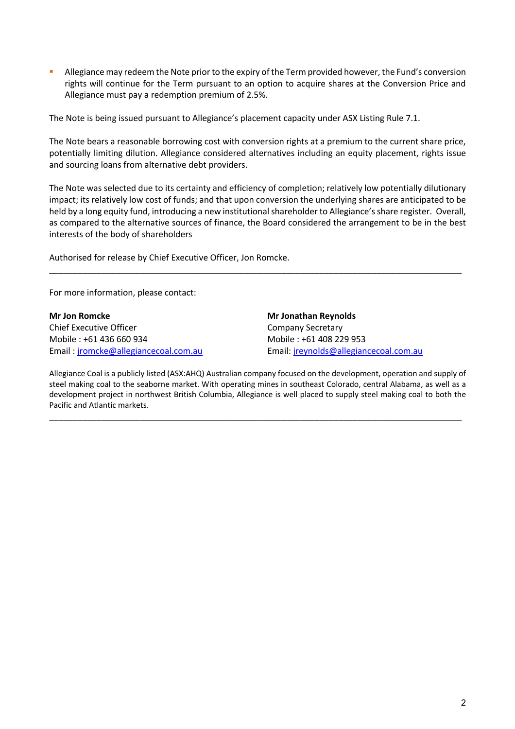- Allegiance may redeem the Note prior to the expiry of the Term provided however, the Fund's conversion rights will continue for the Term pursuant to an option to acquire shares at the Conversion Price and Allegiance must pay a redemption premium of 2.5%.

The Note is being issued pursuant to Allegiance's placement capacity under ASX Listing Rule 7.1.

The Note bears a reasonable borrowing cost with conversion rights at a premium to the current share price, potentially limiting dilution. Allegiance considered alternatives including an equity placement, rights issue and sourcing loans from alternative debt providers.

The Note was selected due to its certainty and efficiency of completion; relatively low potentially dilutionary impact; its relatively low cost of funds; and that upon conversion the underlying shares are anticipated to be held by a long equity fund, introducing a new institutional shareholder to Allegiance's share register. Overall, as compared to the alternative sources of finance, the Board considered the arrangement to be in the best interests of the body of shareholders

Authorised for release by Chief Executive Officer, Jon Romcke.

---

For more information, please contact:

**Mr Jon Romcke**
Chief Executive Officer
Mobile : +61 436 660 934
Email : jromcke@allegiancecoal.com.au

**Mr Jonathan Reynolds**
Company Secretary
Mobile : +61 408 229 953
Email: jreynolds@allegiancecoal.com.au

Allegiance Coal is a publicly listed (ASX:AHQ) Australian company focused on the development, operation and supply of steel making coal to the seaborne market. With operating mines in southeast Colorado, central Alabama, as well as a development project in northwest British Columbia, Allegiance is well placed to supply steel making coal to both the Pacific and Atlantic markets.

---